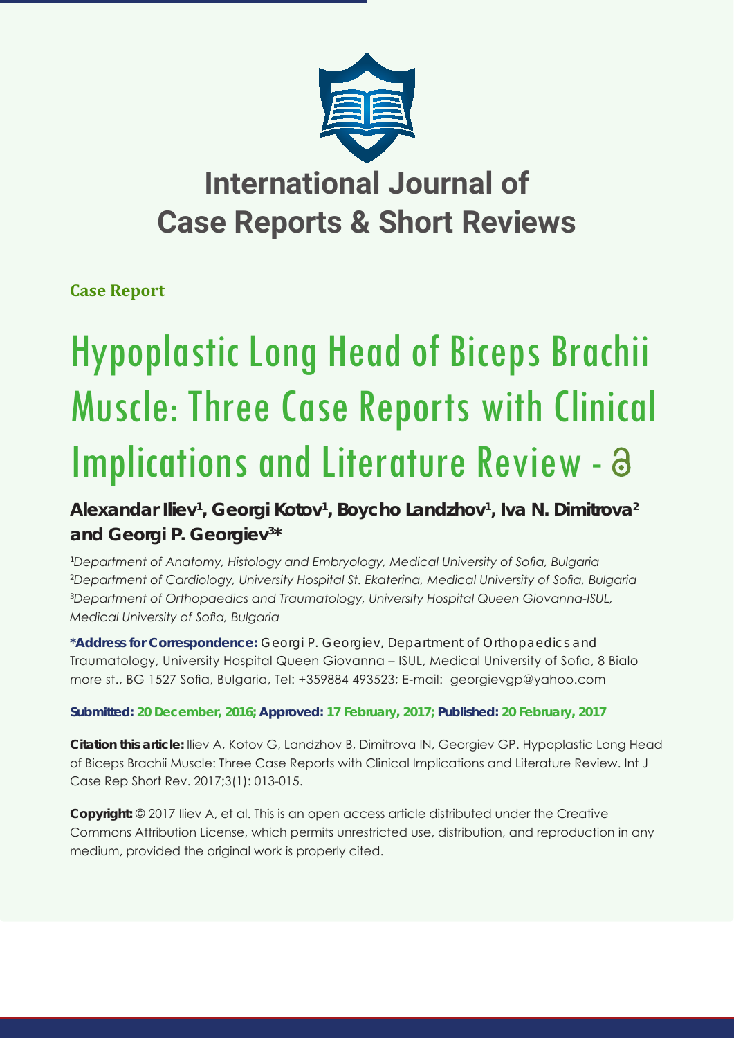# International Journal of Case Reports & Short Reviews

**Case Report**

# Hypoplastic Long Head of Biceps Brachii Muscle: Three Case Reports with Clinical Implications and Literature Review -

**Alexandar Iliev[1], Georgi Kotov[1], Boycho Landzhov[1], Iva N. Dimitrova[2] and Georgi P. Georgiev[3]***

[1]*Department of Anatomy, Histology and Embryology, Medical University of Sofia, Bulgaria*
[2]*Department of Cardiology, University Hospital St. Ekaterina, Medical University of Sofia, Bulgaria*
[3]*Department of Orthopaedics and Traumatology, University Hospital Queen Giovanna-ISUL, Medical University of Sofia, Bulgaria*

**\*Address for Correspondence:** Georgi P. Georgiev, Department of Orthopaedics and Traumatology, University Hospital Queen Giovanna – ISUL, Medical University of Sofia, 8 Bialo more st., BG 1527 Sofia, Bulgaria, Tel: +359884 493523; E-mail: georgievgp@yahoo.com

**Submitted: 20 December, 2016; Approved: 17 February, 2017; Published: 20 February, 2017**

**Citation this article:** Iliev A, Kotov G, Landzhov B, Dimitrova IN, Georgiev GP. Hypoplastic Long Head of Biceps Brachii Muscle: Three Case Reports with Clinical Implications and Literature Review. Int J Case Rep Short Rev. 2017;3(1): 013-015.

**Copyright:** © 2017 Iliev A, et al. This is an open access article distributed under the Creative Commons Attribution License, which permits unrestricted use, distribution, and reproduction in any medium, provided the original work is properly cited.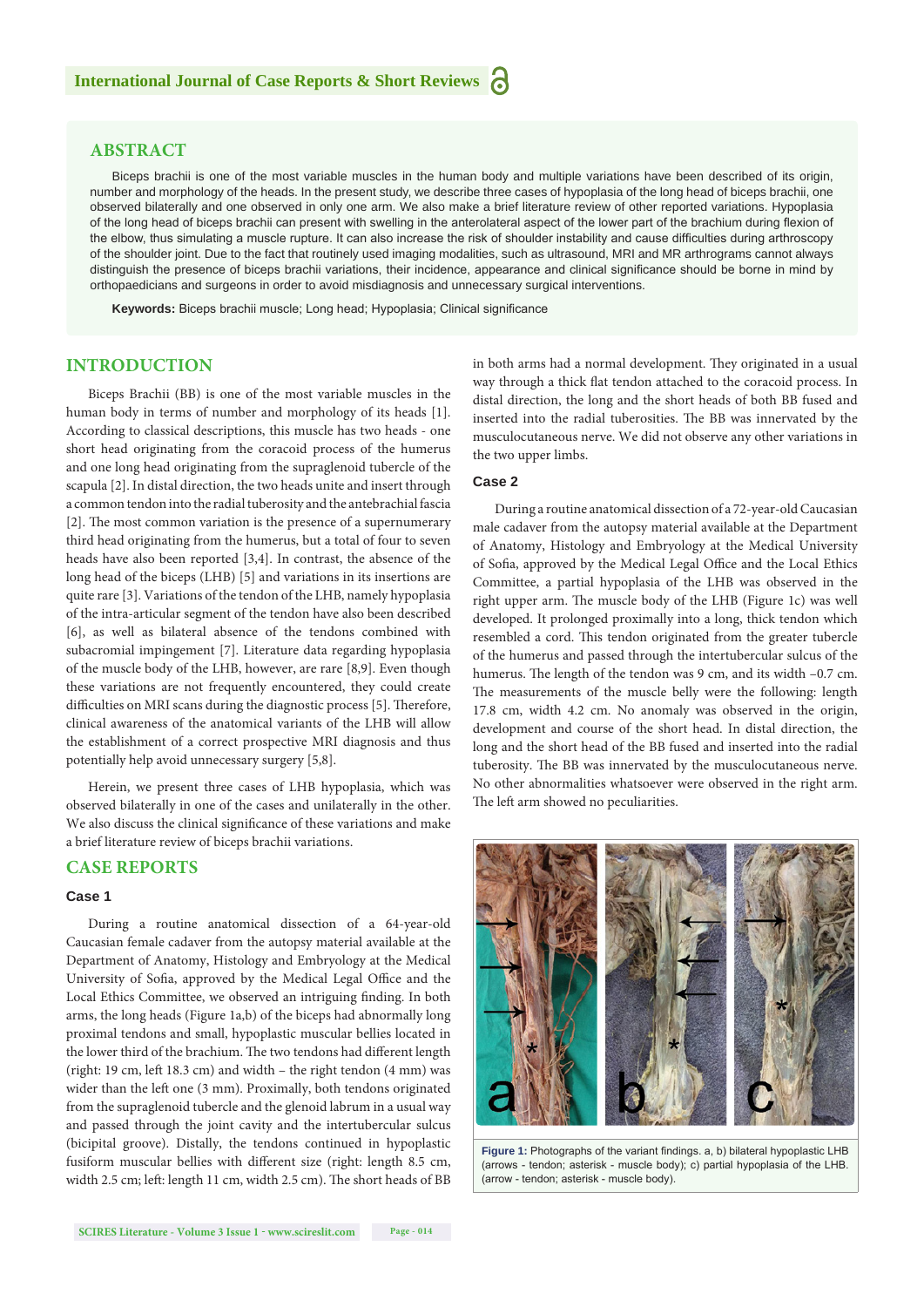## ABSTRACT

Biceps brachii is one of the most variable muscles in the human body and multiple variations have been described of its origin, number and morphology of the heads. In the present study, we describe three cases of hypoplasia of the long head of biceps brachii, one observed bilaterally and one observed in only one arm. We also make a brief literature review of other reported variations. Hypoplasia of the long head of biceps brachii can present with swelling in the anterolateral aspect of the lower part of the brachium during flexion of the elbow, thus simulating a muscle rupture. It can also increase the risk of shoulder instability and cause difficulties during arthroscopy of the shoulder joint. Due to the fact that routinely used imaging modalities, such as ultrasound, MRI and MR arthrograms cannot always distinguish the presence of biceps brachii variations, their incidence, appearance and clinical significance should be borne in mind by orthopaedicians and surgeons in order to avoid misdiagnosis and unnecessary surgical interventions.

**Keywords:** Biceps brachii muscle; Long head; Hypoplasia; Clinical significance

## INTRODUCTION

Biceps Brachii (BB) is one of the most variable muscles in the human body in terms of number and morphology of its heads [1]. According to classical descriptions, this muscle has two heads - one short head originating from the coracoid process of the humerus and one long head originating from the supraglenoid tubercle of the scapula [2]. In distal direction, the two heads unite and insert through a common tendon into the radial tuberosity and the antebrachial fascia [2]. The most common variation is the presence of a supernumerary third head originating from the humerus, but a total of up to seven heads have also been reported [3,4]. In contrast, the absence of the long head of the biceps (LHB) [5] and variations in its insertions are quite rare [3]. Variations of the tendon of the LHB, namely hypoplasia of the intra-articular segment of the tendon have also been described [6], as well as bilateral absence of the tendons combined with subacromial impingement [7]. Literature data regarding hypoplasia of the muscle body of the LHB, however, are rare [8,9]. Even though these variations are not frequently encountered, they could create difficulties on MRI scans during the diagnostic process [5]. Therefore, clinical awareness of the anatomical variants of the LHB will allow the establishment of a correct prospective MRI diagnosis and thus potentially help avoid unnecessary surgery [5,8].

Herein, we present three cases of LHB hypoplasia, which was observed bilaterally in one of the cases and unilaterally in the other. We also discuss the clinical significance of these variations and make a brief literature review of biceps brachii variations.

## CASE REPORTS

### Case 1

During a routine anatomical dissection of a 64-year-old Caucasian female cadaver from the autopsy material available at the Department of Anatomy, Histology and Embryology at the Medical University of Sofia, approved by the Medical Legal Office and the Local Ethics Committee, we observed an intriguing finding. In both arms, the long heads (Figure 1a,b) of the biceps had abnormally long proximal tendons and small, hypoplastic muscular bellies located in the lower third of the brachium. The two tendons had different length (right: 19 cm, left 18.3 cm) and width – the right tendon (4 mm) was wider than the left one (3 mm). Proximally, both tendons originated from the supraglenoid tubercle and the glenoid labrum in a usual way and passed through the joint cavity and the intertubercular sulcus (bicipital groove). Distally, the tendons continued in hypoplastic fusiform muscular bellies with different size (right: length 8.5 cm, width 2.5 cm; left: length 11 cm, width 2.5 cm). The short heads of BB in both arms had a normal development. They originated in a usual way through a thick flat tendon attached to the coracoid process. In distal direction, the long and the short heads of both BB fused and inserted into the radial tuberosities. The BB was innervated by the musculocutaneous nerve. We did not observe any other variations in the two upper limbs.

### Case 2

During a routine anatomical dissection of a 72-year-old Caucasian male cadaver from the autopsy material available at the Department of Anatomy, Histology and Embryology at the Medical University of Sofia, approved by the Medical Legal Office and the Local Ethics Committee, a partial hypoplasia of the LHB was observed in the right upper arm. The muscle body of the LHB (Figure 1c) was well developed. It prolonged proximally into a long, thick tendon which resembled a cord. This tendon originated from the greater tubercle of the humerus and passed through the intertubercular sulcus of the humerus. The length of the tendon was 9 cm, and its width –0.7 cm. The measurements of the muscle belly were the following: length 17.8 cm, width 4.2 cm. No anomaly was observed in the origin, development and course of the short head. In distal direction, the long and the short head of the BB fused and inserted into the radial tuberosity. The BB was innervated by the musculocutaneous nerve. No other abnormalities whatsoever were observed in the right arm. The left arm showed no peculiarities.

**Figure 1:** Photographs of the variant findings. a, b) bilateral hypoplastic LHB (arrows - tendon; asterisk - muscle body); c) partial hypoplasia of the LHB. (arrow - tendon; asterisk - muscle body).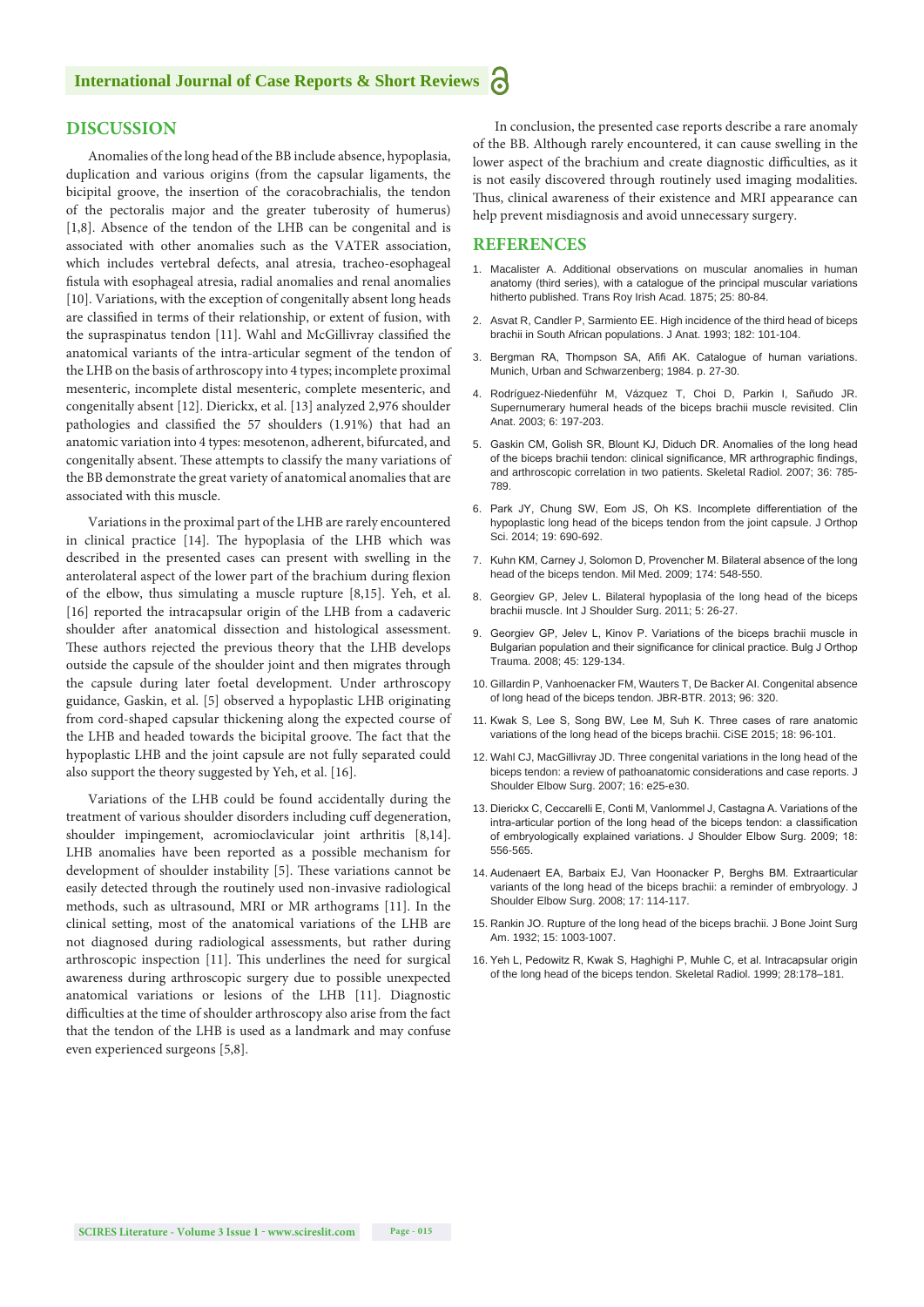## DISCUSSION

Anomalies of the long head of the BB include absence, hypoplasia, duplication and various origins (from the capsular ligaments, the bicipital groove, the insertion of the coracobrachialis, the tendon of the pectoralis major and the greater tuberosity of humerus) [1,8]. Absence of the tendon of the LHB can be congenital and is associated with other anomalies such as the VATER association, which includes vertebral defects, anal atresia, tracheo-esophageal fistula with esophageal atresia, radial anomalies and renal anomalies [10]. Variations, with the exception of congenitally absent long heads are classified in terms of their relationship, or extent of fusion, with the supraspinatus tendon [11]. Wahl and McGillivray classified the anatomical variants of the intra-articular segment of the tendon of the LHB on the basis of arthroscopy into 4 types; incomplete proximal mesenteric, incomplete distal mesenteric, complete mesenteric, and congenitally absent [12]. Dierickx, et al. [13] analyzed 2,976 shoulder pathologies and classified the 57 shoulders (1.91%) that had an anatomic variation into 4 types: mesotenon, adherent, bifurcated, and congenitally absent. These attempts to classify the many variations of the BB demonstrate the great variety of anatomical anomalies that are associated with this muscle.

Variations in the proximal part of the LHB are rarely encountered in clinical practice [14]. The hypoplasia of the LHB which was described in the presented cases can present with swelling in the anterolateral aspect of the lower part of the brachium during flexion of the elbow, thus simulating a muscle rupture [8,15]. Yeh, et al. [16] reported the intracapsular origin of the LHB from a cadaveric shoulder after anatomical dissection and histological assessment. These authors rejected the previous theory that the LHB develops outside the capsule of the shoulder joint and then migrates through the capsule during later foetal development. Under arthroscopy guidance, Gaskin, et al. [5] observed a hypoplastic LHB originating from cord-shaped capsular thickening along the expected course of the LHB and headed towards the bicipital groove. The fact that the hypoplastic LHB and the joint capsule are not fully separated could also support the theory suggested by Yeh, et al. [16].

Variations of the LHB could be found accidentally during the treatment of various shoulder disorders including cuff degeneration, shoulder impingement, acromioclavicular joint arthritis [8,14]. LHB anomalies have been reported as a possible mechanism for development of shoulder instability [5]. These variations cannot be easily detected through the routinely used non-invasive radiological methods, such as ultrasound, MRI or MR arthograms [11]. In the clinical setting, most of the anatomical variations of the LHB are not diagnosed during radiological assessments, but rather during arthroscopic inspection [11]. This underlines the need for surgical awareness during arthroscopic surgery due to possible unexpected anatomical variations or lesions of the LHB [11]. Diagnostic difficulties at the time of shoulder arthroscopy also arise from the fact that the tendon of the LHB is used as a landmark and may confuse even experienced surgeons [5,8].

In conclusion, the presented case reports describe a rare anomaly of the BB. Although rarely encountered, it can cause swelling in the lower aspect of the brachium and create diagnostic difficulties, as it is not easily discovered through routinely used imaging modalities. Thus, clinical awareness of their existence and MRI appearance can help prevent misdiagnosis and avoid unnecessary surgery.

## REFERENCES

1. Macalister A. Additional observations on muscular anomalies in human anatomy (third series), with a catalogue of the principal muscular variations hitherto published. Trans Roy Irish Acad. 1875; 25: 80-84.
2. Asvat R, Candler P, Sarmiento EE. High incidence of the third head of biceps brachii in South African populations. J Anat. 1993; 182: 101-104.
3. Bergman RA, Thompson SA, Afifi AK. Catalogue of human variations. Munich, Urban and Schwarzenberg; 1984. p. 27-30.
4. Rodríguez-Niedenführ M, Vázquez T, Choi D, Parkin I, Sañudo JR. Supernumerary humeral heads of the biceps brachii muscle revisited. Clin Anat. 2003; 6: 197-203.
5. Gaskin CM, Golish SR, Blount KJ, Diduch DR. Anomalies of the long head of the biceps brachii tendon: clinical significance, MR arthrographic findings, and arthroscopic correlation in two patients. Skeletal Radiol. 2007; 36: 785-789.
6. Park JY, Chung SW, Eom JS, Oh KS. Incomplete differentiation of the hypoplastic long head of the biceps tendon from the joint capsule. J Orthop Sci. 2014; 19: 690-692.
7. Kuhn KM, Carney J, Solomon D, Provencher M. Bilateral absence of the long head of the biceps tendon. Mil Med. 2009; 174: 548-550.
8. Georgiev GP, Jelev L. Bilateral hypoplasia of the long head of the biceps brachii muscle. Int J Shoulder Surg. 2011; 5: 26-27.
9. Georgiev GP, Jelev L, Kinov P. Variations of the biceps brachii muscle in Bulgarian population and their significance for clinical practice. Bulg J Orthop Trauma. 2008; 45: 129-134.
10. Gillardin P, Vanhoenacker FM, Wauters T, De Backer AI. Congenital absence of long head of the biceps tendon. JBR-BTR. 2013; 96: 320.
11. Kwak S, Lee S, Song BW, Lee M, Suh K. Three cases of rare anatomic variations of the long head of the biceps brachii. CiSE 2015; 18: 96-101.
12. Wahl CJ, MacGillivray JD. Three congenital variations in the long head of the biceps tendon: a review of pathoanatomic considerations and case reports. J Shoulder Elbow Surg. 2007; 16: e25-e30.
13. Dierickx C, Ceccarelli E, Conti M, Vanlommel J, Castagna A. Variations of the intra-articular portion of the long head of the biceps tendon: a classification of embryologically explained variations. J Shoulder Elbow Surg. 2009; 18: 556-565.
14. Audenaert EA, Barbaix EJ, Van Hoonacker P, Berghs BM. Extraarticular variants of the long head of the biceps brachii: a reminder of embryology. J Shoulder Elbow Surg. 2008; 17: 114-117.
15. Rankin JO. Rupture of the long head of the biceps brachii. J Bone Joint Surg Am. 1932; 15: 1003-1007.
16. Yeh L, Pedowitz R, Kwak S, Haghighi P, Muhle C, et al. Intracapsular origin of the long head of the biceps tendon. Skeletal Radiol. 1999; 28:178–181.